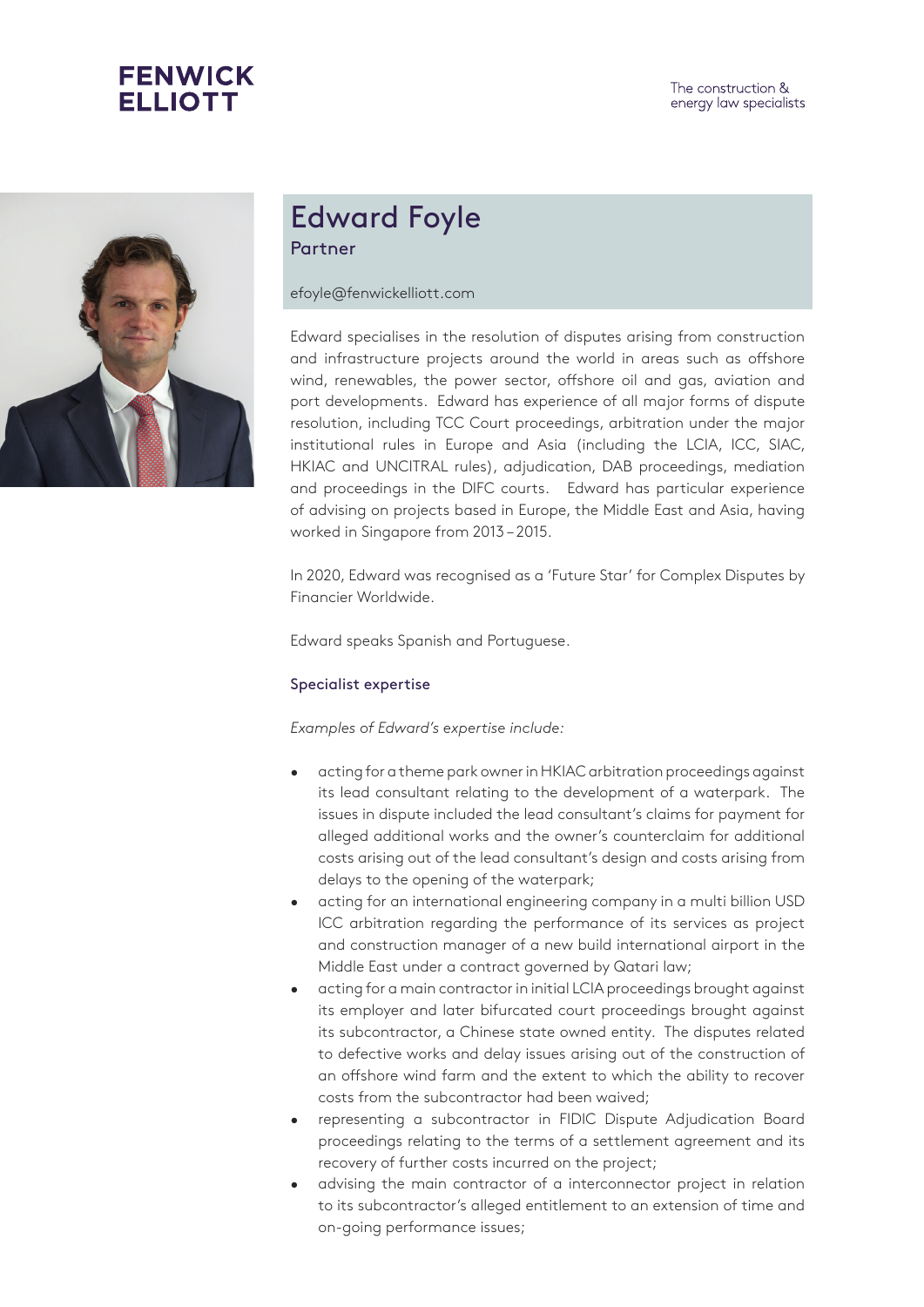FENWICK ELLIOTT

The construction & energy law specialists

# Edward Foyle

Partner

efoyle@fenwickelliott.com

Edward specialises in the resolution of disputes arising from construction and infrastructure projects around the world in areas such as offshore wind, renewables, the power sector, offshore oil and gas, aviation and port developments. Edward has experience of all major forms of dispute resolution, including TCC Court proceedings, arbitration under the major institutional rules in Europe and Asia (including the LCIA, ICC, SIAC, HKIAC and UNCITRAL rules), adjudication, DAB proceedings, mediation and proceedings in the DIFC courts. Edward has particular experience of advising on projects based in Europe, the Middle East and Asia, having worked in Singapore from 2013 – 2015.

In 2020, Edward was recognised as a 'Future Star' for Complex Disputes by Financier Worldwide.

Edward speaks Spanish and Portuguese.

## Specialist expertise

*Examples of Edward's expertise include:*

- acting for a theme park owner in HKIAC arbitration proceedings against its lead consultant relating to the development of a waterpark. The issues in dispute included the lead consultant's claims for payment for alleged additional works and the owner's counterclaim for additional costs arising out of the lead consultant's design and costs arising from delays to the opening of the waterpark;
- acting for an international engineering company in a multi billion USD ICC arbitration regarding the performance of its services as project and construction manager of a new build international airport in the Middle East under a contract governed by Qatari law;
- acting for a main contractor in initial LCIA proceedings brought against its employer and later bifurcated court proceedings brought against its subcontractor, a Chinese state owned entity. The disputes related to defective works and delay issues arising out of the construction of an offshore wind farm and the extent to which the ability to recover costs from the subcontractor had been waived;
- representing a subcontractor in FIDIC Dispute Adjudication Board proceedings relating to the terms of a settlement agreement and its recovery of further costs incurred on the project;
- advising the main contractor of a interconnector project in relation to its subcontractor's alleged entitlement to an extension of time and on-going performance issues;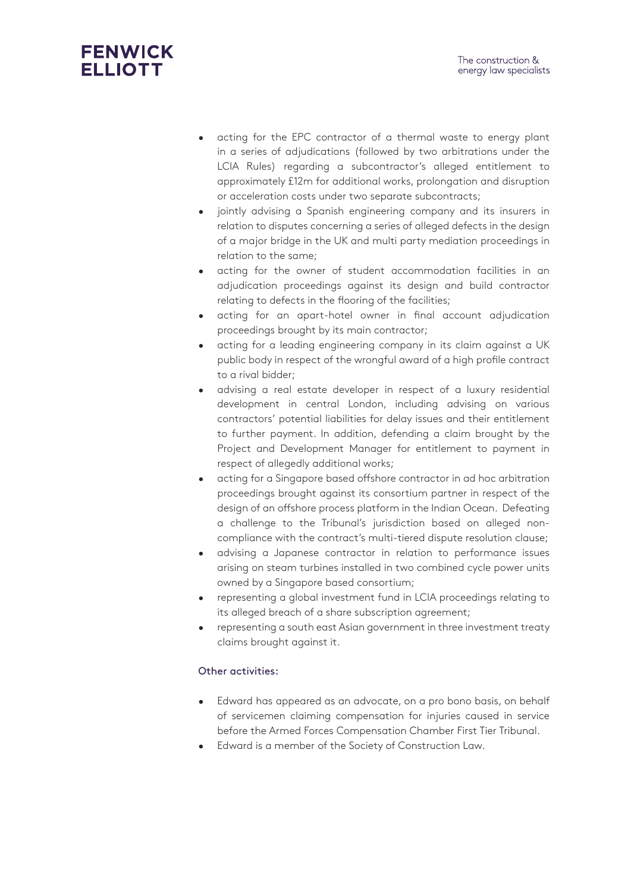- acting for the EPC contractor of a thermal waste to energy plant in a series of adjudications (followed by two arbitrations under the LCIA Rules) regarding a subcontractor's alleged entitlement to approximately £12m for additional works, prolongation and disruption or acceleration costs under two separate subcontracts;
- jointly advising a Spanish engineering company and its insurers in relation to disputes concerning a series of alleged defects in the design of a major bridge in the UK and multi party mediation proceedings in relation to the same;
- acting for the owner of student accommodation facilities in an adjudication proceedings against its design and build contractor relating to defects in the flooring of the facilities;
- acting for an apart-hotel owner in final account adjudication proceedings brought by its main contractor;
- acting for a leading engineering company in its claim against a UK public body in respect of the wrongful award of a high profile contract to a rival bidder;
- advising a real estate developer in respect of a luxury residential development in central London, including advising on various contractors' potential liabilities for delay issues and their entitlement to further payment. In addition, defending a claim brought by the Project and Development Manager for entitlement to payment in respect of allegedly additional works;
- acting for a Singapore based offshore contractor in ad hoc arbitration proceedings brought against its consortium partner in respect of the design of an offshore process platform in the Indian Ocean. Defeating a challenge to the Tribunal's jurisdiction based on alleged non-compliance with the contract's multi-tiered dispute resolution clause;
- advising a Japanese contractor in relation to performance issues arising on steam turbines installed in two combined cycle power units owned by a Singapore based consortium;
- representing a global investment fund in LCIA proceedings relating to its alleged breach of a share subscription agreement;
- representing a south east Asian government in three investment treaty claims brought against it.

### Other activities:

- Edward has appeared as an advocate, on a pro bono basis, on behalf of servicemen claiming compensation for injuries caused in service before the Armed Forces Compensation Chamber First Tier Tribunal.
- Edward is a member of the Society of Construction Law.